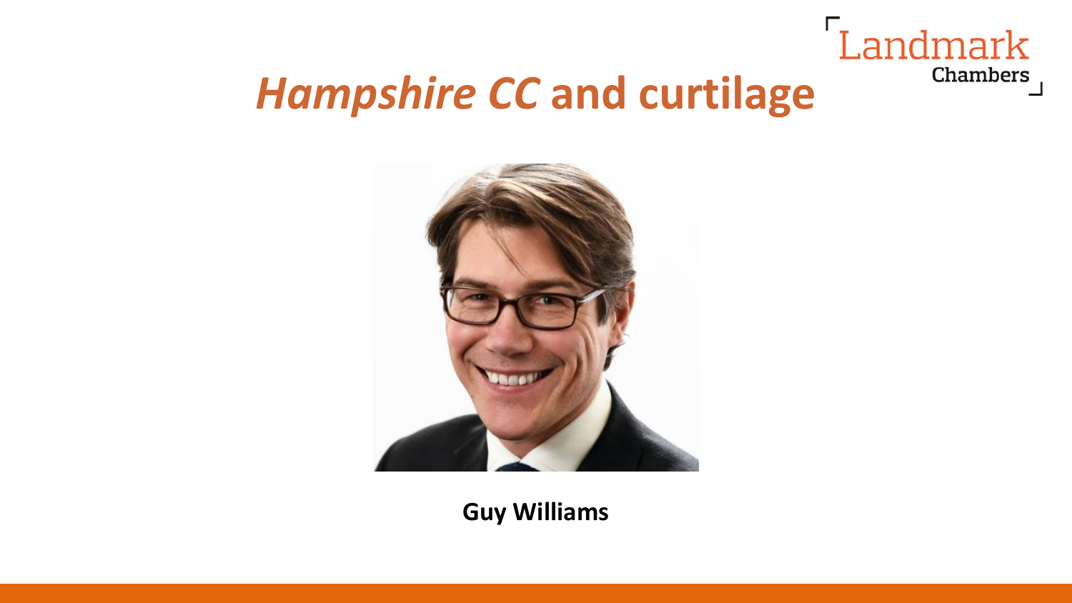# *Hampshire CC* and curtilage

**Guy Williams**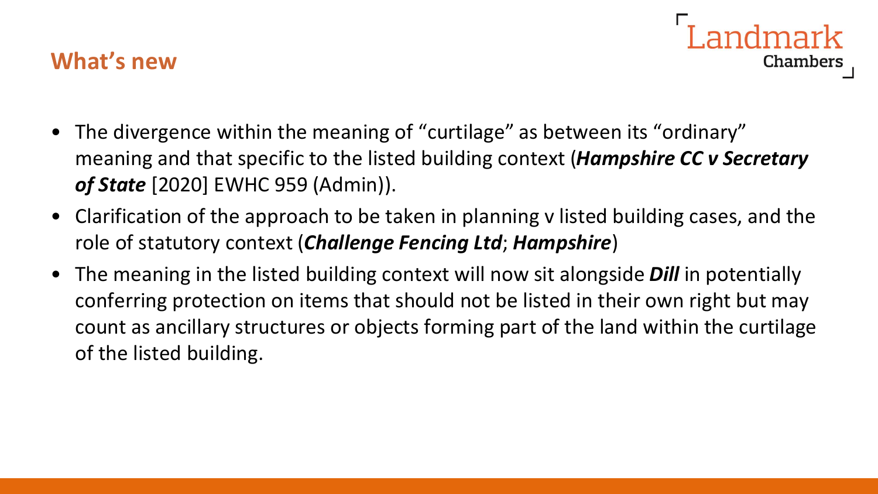## What's new

- The divergence within the meaning of "curtilage" as between its "ordinary" meaning and that specific to the listed building context (***Hampshire CC v Secretary of State*** [2020] EWHC 959 (Admin)).
- Clarification of the approach to be taken in planning v listed building cases, and the role of statutory context (***Challenge Fencing Ltd***; ***Hampshire***)
- The meaning in the listed building context will now sit alongside ***Dill*** in potentially conferring protection on items that should not be listed in their own right but may count as ancillary structures or objects forming part of the land within the curtilage of the listed building.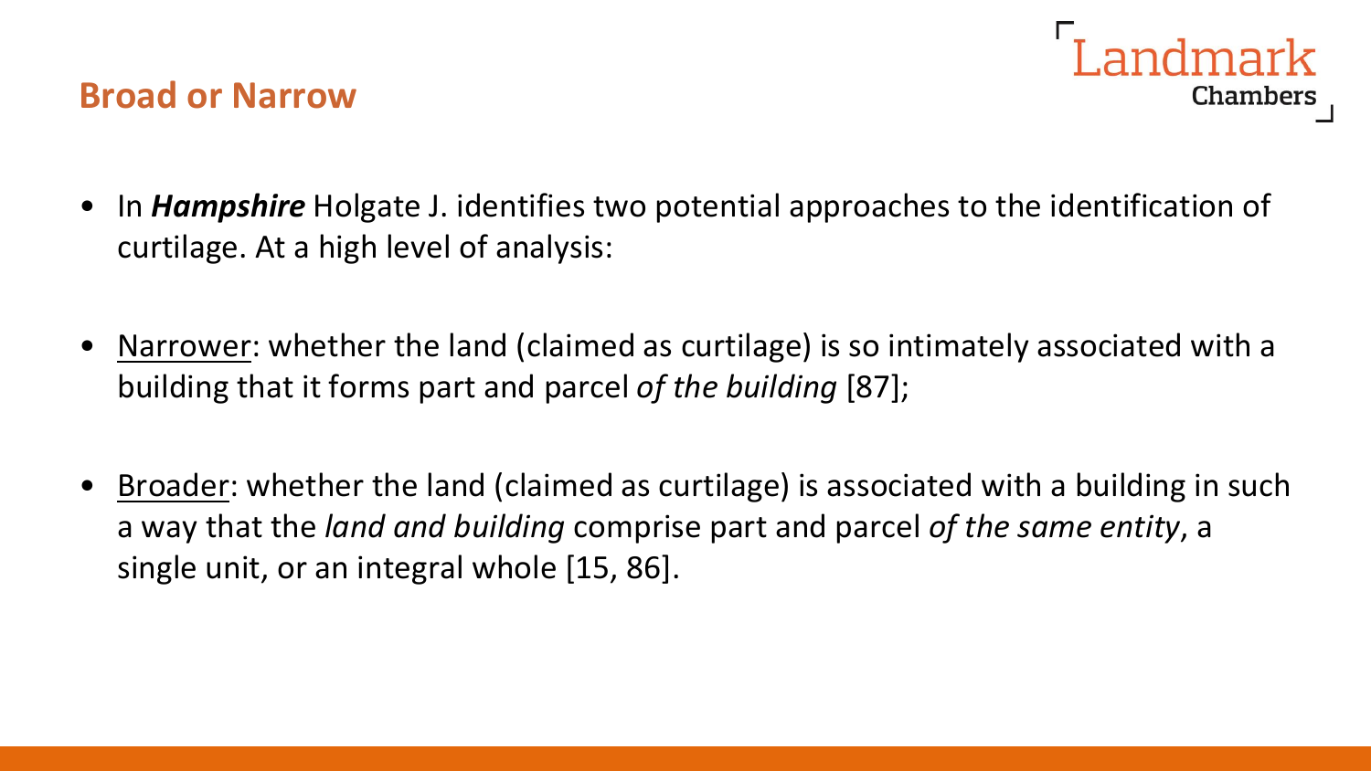## Broad or Narrow

- In ***Hampshire*** Holgate J. identifies two potential approaches to the identification of curtilage. At a high level of analysis:

- Narrower: whether the land (claimed as curtilage) is so intimately associated with a building that it forms part and parcel *of the building* [87];

- Broader: whether the land (claimed as curtilage) is associated with a building in such a way that the *land and building* comprise part and parcel *of the same entity*, a single unit, or an integral whole [15, 86].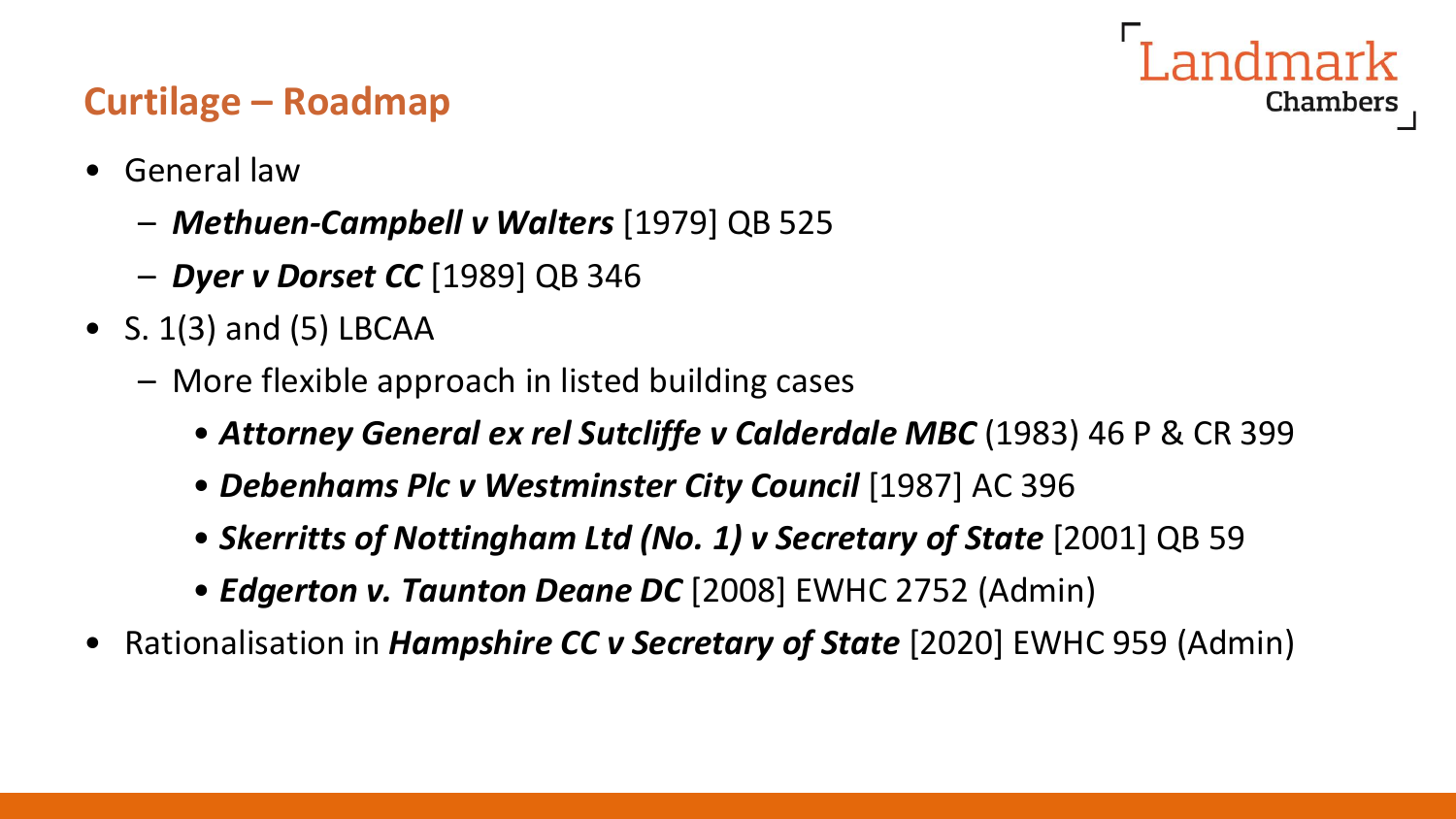## Curtilage – Roadmap

- General law
  - ***Methuen-Campbell v Walters*** [1979] QB 525
  - ***Dyer v Dorset CC*** [1989] QB 346
- S. 1(3) and (5) LBCAA
  - More flexible approach in listed building cases
    - ***Attorney General ex rel Sutcliffe v Calderdale MBC*** (1983) 46 P & CR 399
    - ***Debenhams Plc v Westminster City Council*** [1987] AC 396
    - ***Skerritts of Nottingham Ltd (No. 1) v Secretary of State*** [2001] QB 59
    - ***Edgerton v. Taunton Deane DC*** [2008] EWHC 2752 (Admin)
- Rationalisation in ***Hampshire CC v Secretary of State*** [2020] EWHC 959 (Admin)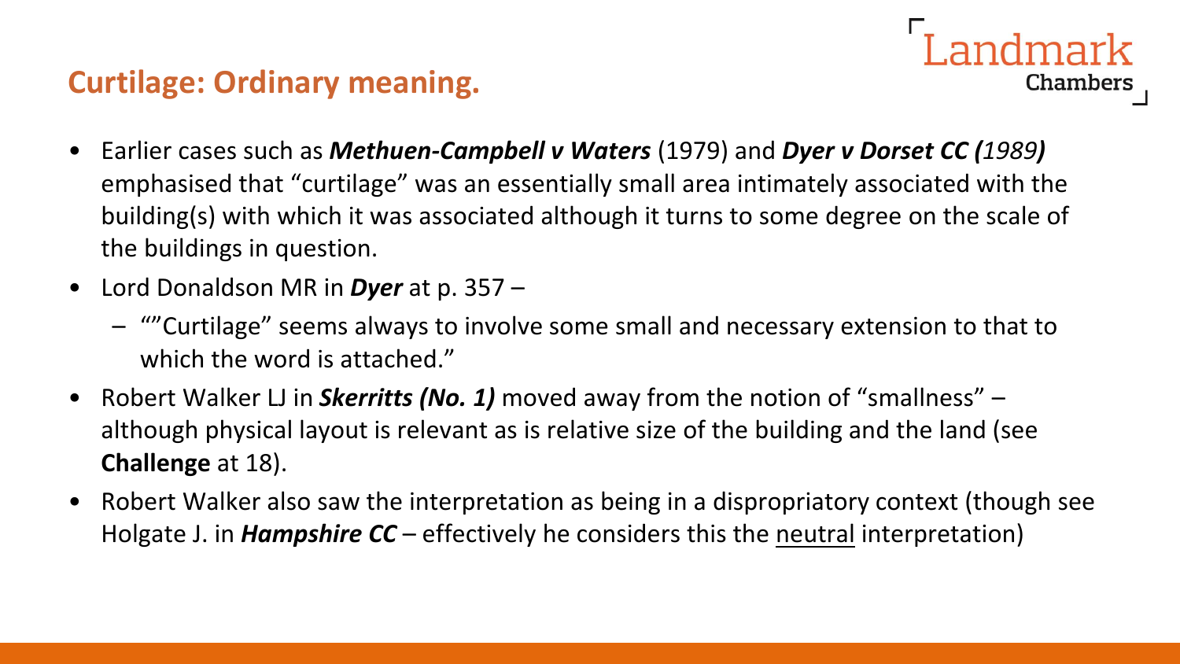## Curtilage: Ordinary meaning.

- Earlier cases such as ***Methuen-Campbell v Waters*** (1979) and ***Dyer v Dorset CC (1989)*** emphasised that "curtilage" was an essentially small area intimately associated with the building(s) with which it was associated although it turns to some degree on the scale of the buildings in question.
- Lord Donaldson MR in ***Dyer*** at p. 357 –
  - ""Curtilage" seems always to involve some small and necessary extension to that to which the word is attached."
- Robert Walker LJ in ***Skerritts (No. 1)*** moved away from the notion of "smallness" – although physical layout is relevant as is relative size of the building and the land (see **Challenge** at 18).
- Robert Walker also saw the interpretation as being in a dispropriatory context (though see Holgate J. in ***Hampshire CC*** – effectively he considers this the neutral interpretation)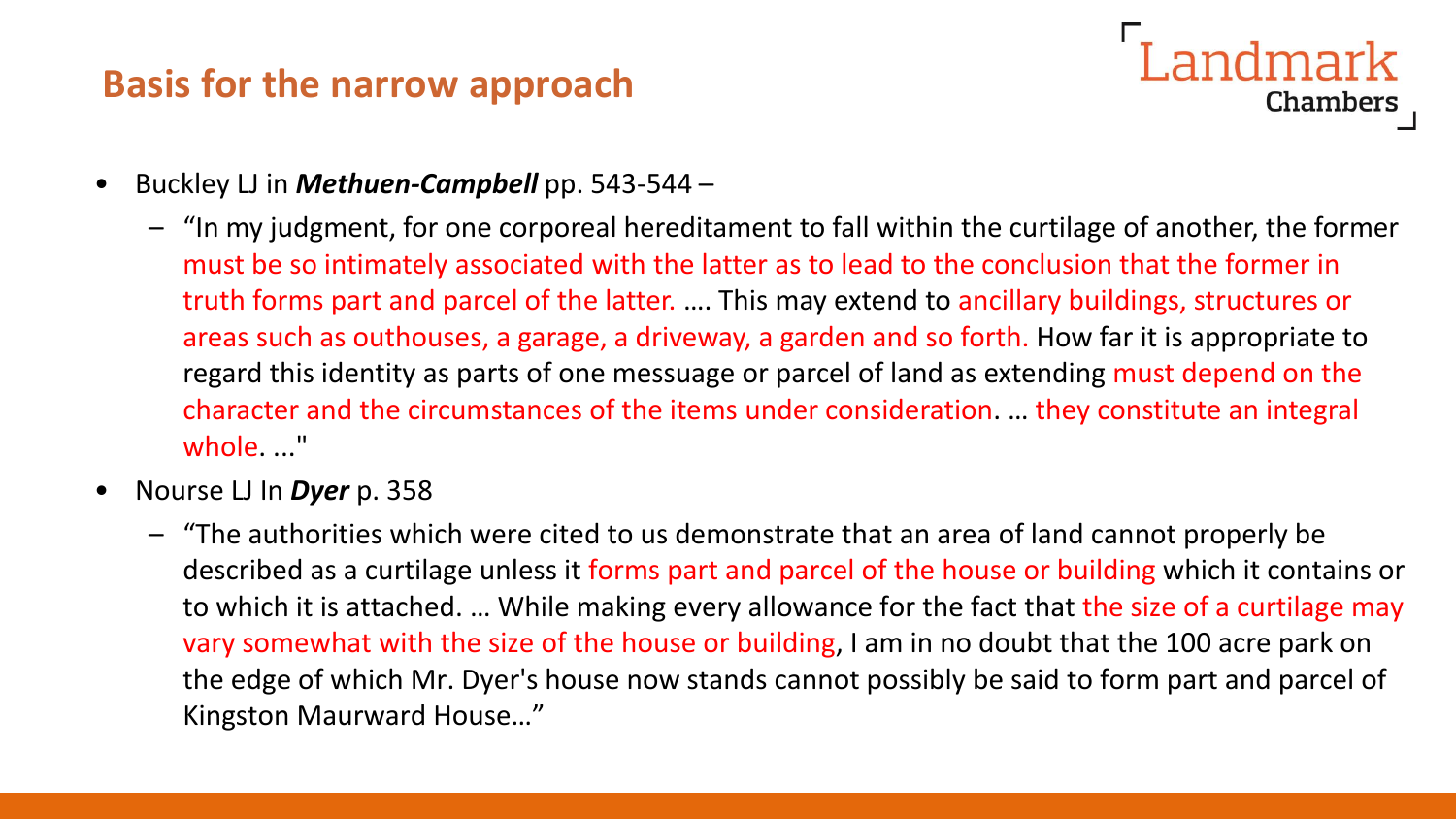## Basis for the narrow approach

- Buckley LJ in ***Methuen-Campbell*** pp. 543-544 –
  - "In my judgment, for one corporeal hereditament to fall within the curtilage of another, the former must be so intimately associated with the latter as to lead to the conclusion that the former in truth forms part and parcel of the latter. …. This may extend to ancillary buildings, structures or areas such as outhouses, a garage, a driveway, a garden and so forth. How far it is appropriate to regard this identity as parts of one messuage or parcel of land as extending must depend on the character and the circumstances of the items under consideration. … they constitute an integral whole. ..."
- Nourse LJ In ***Dyer*** p. 358
  - "The authorities which were cited to us demonstrate that an area of land cannot properly be described as a curtilage unless it forms part and parcel of the house or building which it contains or to which it is attached. … While making every allowance for the fact that the size of a curtilage may vary somewhat with the size of the house or building, I am in no doubt that the 100 acre park on the edge of which Mr. Dyer's house now stands cannot possibly be said to form part and parcel of Kingston Maurward House…"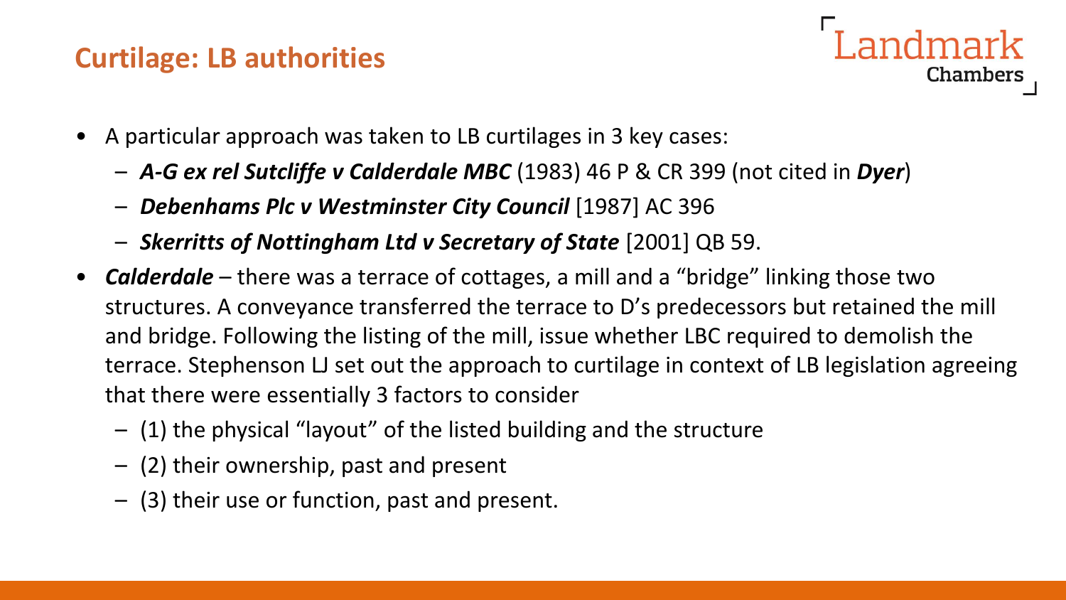## Curtilage: LB authorities

- A particular approach was taken to LB curtilages in 3 key cases:
  - ***A-G ex rel Sutcliffe v Calderdale MBC*** (1983) 46 P & CR 399 (not cited in ***Dyer***)
  - ***Debenhams Plc v Westminster City Council*** [1987] AC 396
  - ***Skerritts of Nottingham Ltd v Secretary of State*** [2001] QB 59.
- ***Calderdale*** – there was a terrace of cottages, a mill and a "bridge" linking those two structures. A conveyance transferred the terrace to D's predecessors but retained the mill and bridge. Following the listing of the mill, issue whether LBC required to demolish the terrace. Stephenson LJ set out the approach to curtilage in context of LB legislation agreeing that there were essentially 3 factors to consider
  - (1) the physical "layout" of the listed building and the structure
  - (2) their ownership, past and present
  - (3) their use or function, past and present.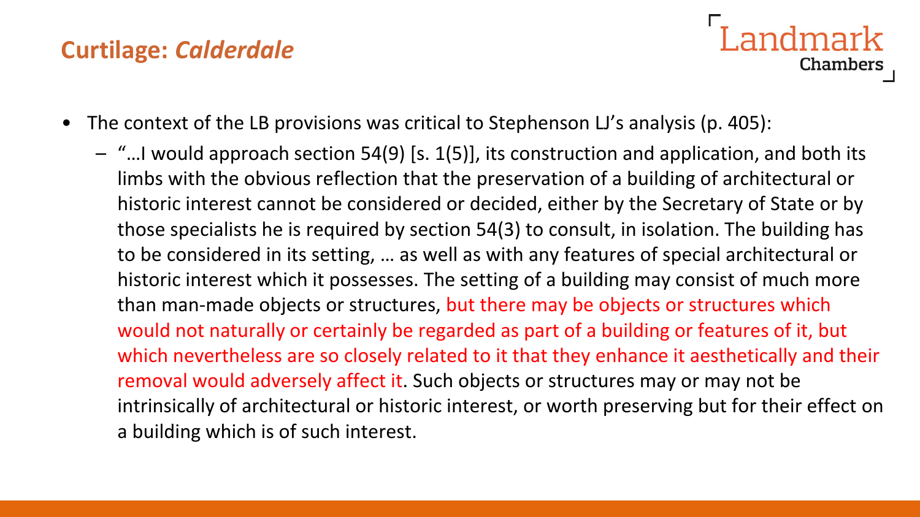## Curtilage: *Calderdale*

- The context of the LB provisions was critical to Stephenson LJ's analysis (p. 405):
  - "…I would approach section 54(9) [s. 1(5)], its construction and application, and both its limbs with the obvious reflection that the preservation of a building of architectural or historic interest cannot be considered or decided, either by the Secretary of State or by those specialists he is required by section 54(3) to consult, in isolation. The building has to be considered in its setting, … as well as with any features of special architectural or historic interest which it possesses. The setting of a building may consist of much more than man-made objects or structures, but there may be objects or structures which would not naturally or certainly be regarded as part of a building or features of it, but which nevertheless are so closely related to it that they enhance it aesthetically and their removal would adversely affect it. Such objects or structures may or may not be intrinsically of architectural or historic interest, or worth preserving but for their effect on a building which is of such interest.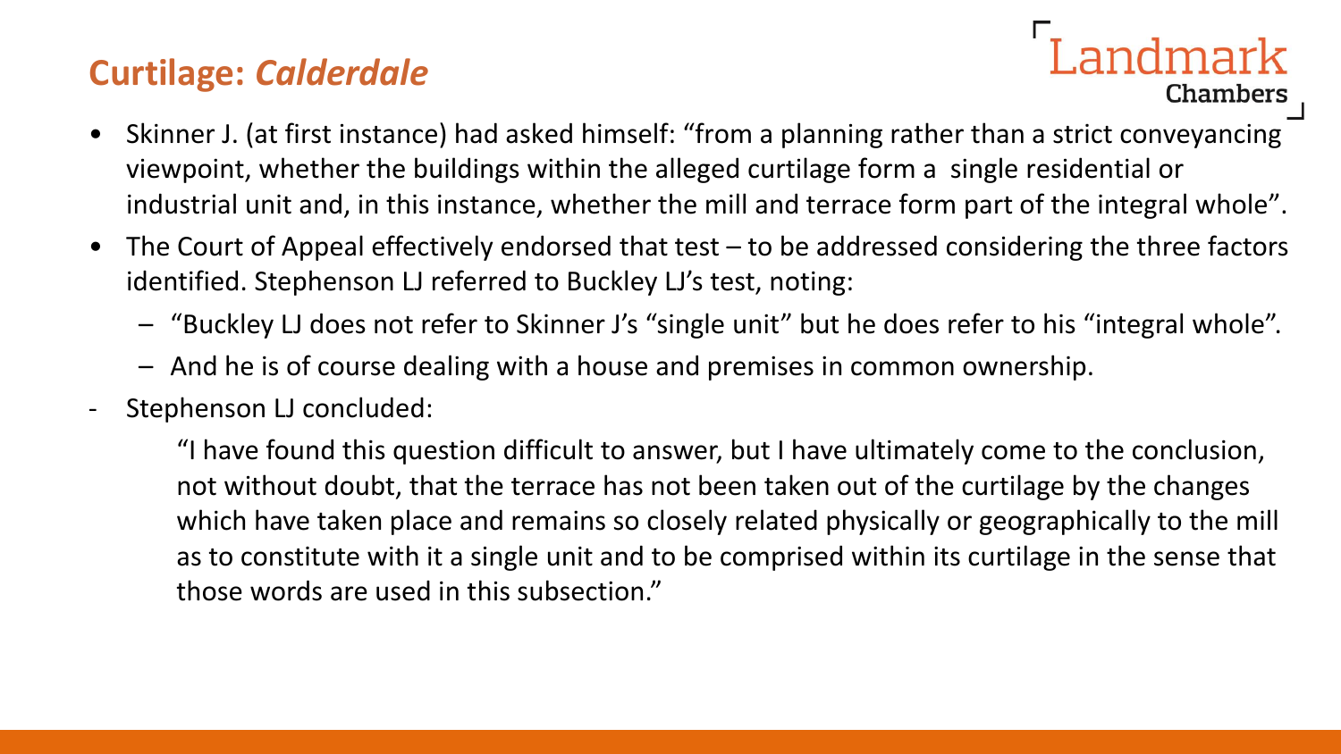## Curtilage: *Calderdale*

- Skinner J. (at first instance) had asked himself: "from a planning rather than a strict conveyancing viewpoint, whether the buildings within the alleged curtilage form a single residential or industrial unit and, in this instance, whether the mill and terrace form part of the integral whole".
- The Court of Appeal effectively endorsed that test – to be addressed considering the three factors identified. Stephenson LJ referred to Buckley LJ's test, noting:
  - "Buckley LJ does not refer to Skinner J's "single unit" but he does refer to his "integral whole".
  - And he is of course dealing with a house and premises in common ownership.
- Stephenson LJ concluded:

  > "I have found this question difficult to answer, but I have ultimately come to the conclusion, not without doubt, that the terrace has not been taken out of the curtilage by the changes which have taken place and remains so closely related physically or geographically to the mill as to constitute with it a single unit and to be comprised within its curtilage in the sense that those words are used in this subsection."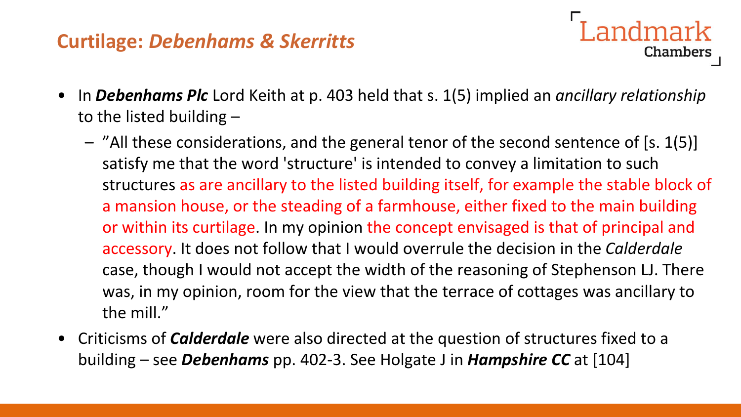## Curtilage: *Debenhams & Skerritts*

- In ***Debenhams Plc*** Lord Keith at p. 403 held that s. 1(5) implied an *ancillary relationship* to the listed building –
  - ”All these considerations, and the general tenor of the second sentence of [s. 1(5)] satisfy me that the word 'structure' is intended to convey a limitation to such structures as are ancillary to the listed building itself, for example the stable block of a mansion house, or the steading of a farmhouse, either fixed to the main building or within its curtilage. In my opinion the concept envisaged is that of principal and accessory. It does not follow that I would overrule the decision in the *Calderdale* case, though I would not accept the width of the reasoning of Stephenson LJ. There was, in my opinion, room for the view that the terrace of cottages was ancillary to the mill.”
- Criticisms of ***Calderdale*** were also directed at the question of structures fixed to a building – see ***Debenhams*** pp. 402-3. See Holgate J in ***Hampshire CC*** at [104]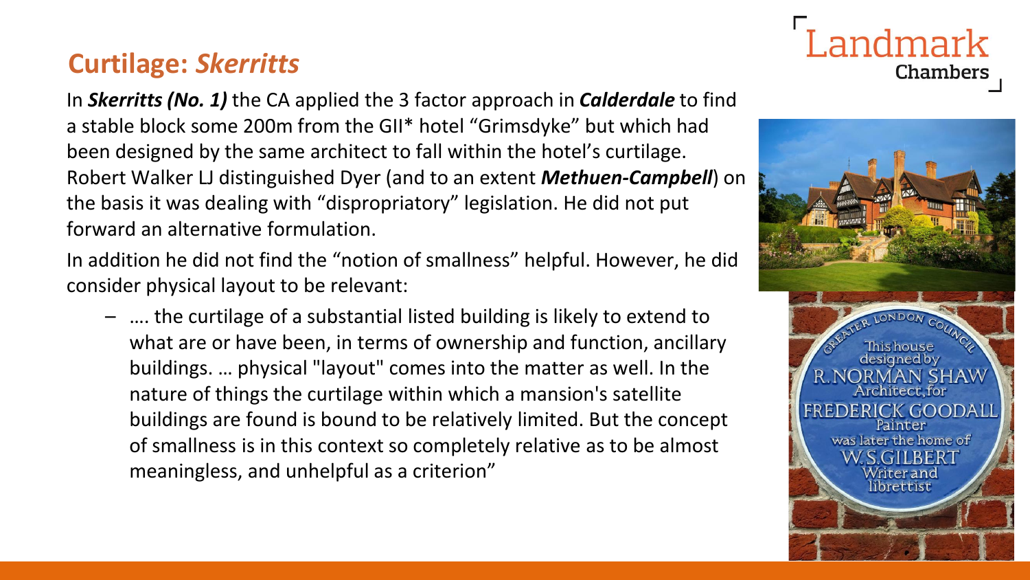## Curtilage: *Skerritts*

In ***Skerritts (No. 1)*** the CA applied the 3 factor approach in ***Calderdale*** to find a stable block some 200m from the GII* hotel "Grimsdyke" but which had been designed by the same architect to fall within the hotel's curtilage. Robert Walker LJ distinguished Dyer (and to an extent ***Methuen-Campbell***) on the basis it was dealing with "dispropriatory" legislation. He did not put forward an alternative formulation.

In addition he did not find the "notion of smallness" helpful. However, he did consider physical layout to be relevant:

- …. the curtilage of a substantial listed building is likely to extend to what are or have been, in terms of ownership and function, ancillary buildings. … physical "layout" comes into the matter as well. In the nature of things the curtilage within which a mansion's satellite buildings are found is bound to be relatively limited. But the concept of smallness is in this context so completely relative as to be almost meaningless, and unhelpful as a criterion"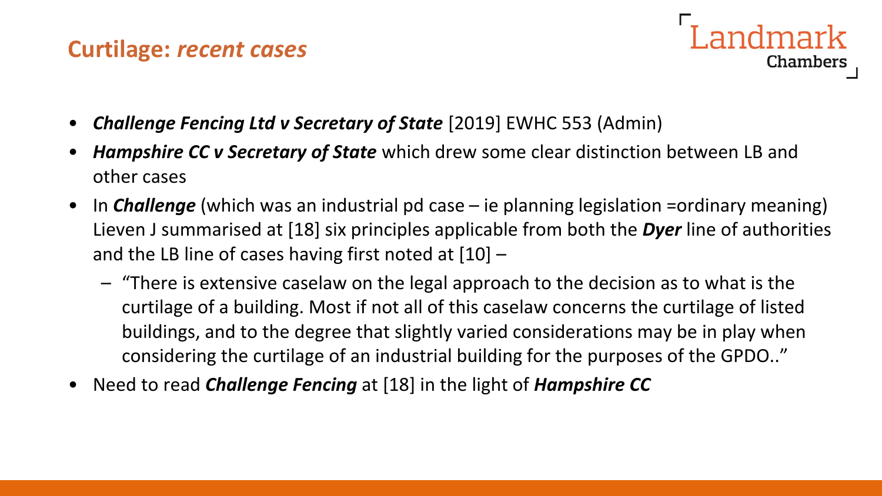## Curtilage: *recent cases*

- ***Challenge Fencing Ltd v Secretary of State*** [2019] EWHC 553 (Admin)
- ***Hampshire CC v Secretary of State*** which drew some clear distinction between LB and other cases
- In ***Challenge*** (which was an industrial pd case – ie planning legislation =ordinary meaning) Lieven J summarised at [18] six principles applicable from both the ***Dyer*** line of authorities and the LB line of cases having first noted at [10] –
  - "There is extensive caselaw on the legal approach to the decision as to what is the curtilage of a building. Most if not all of this caselaw concerns the curtilage of listed buildings, and to the degree that slightly varied considerations may be in play when considering the curtilage of an industrial building for the purposes of the GPDO.."
- Need to read ***Challenge Fencing*** at [18] in the light of ***Hampshire CC***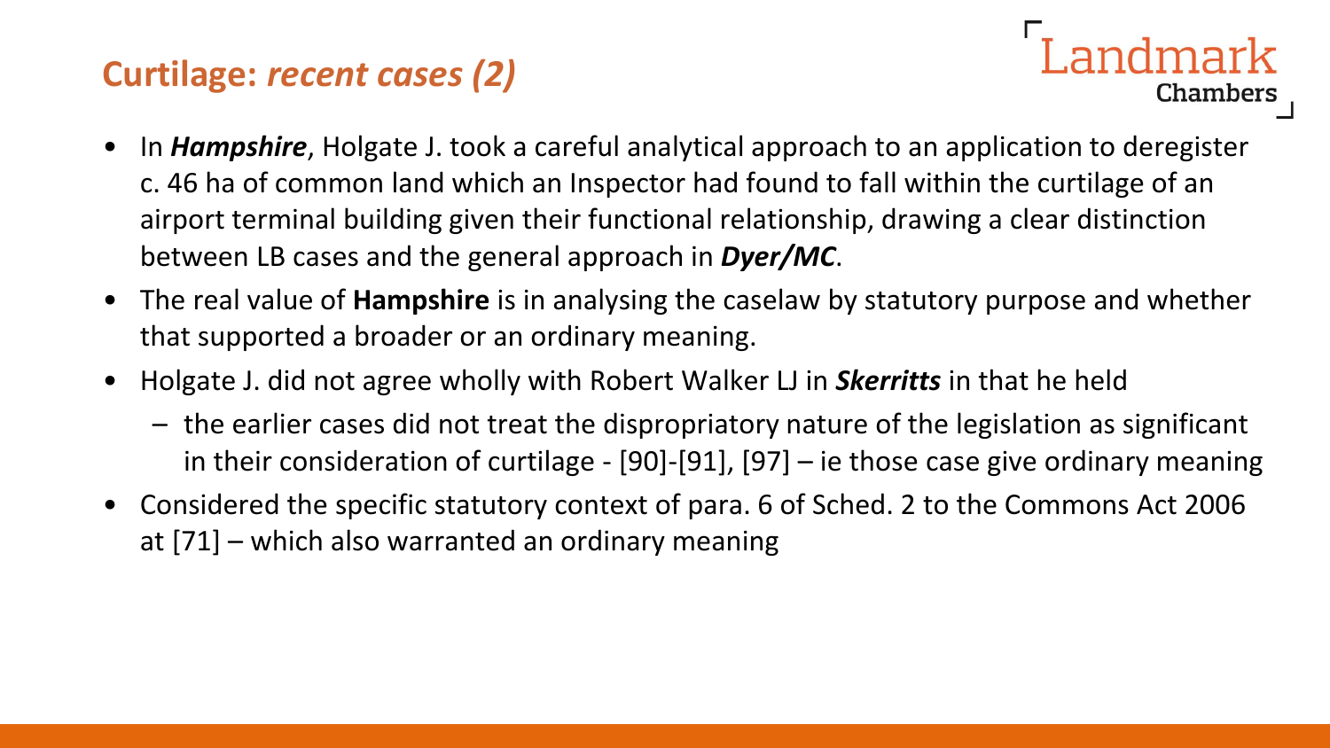## Curtilage: *recent cases (2)*

- In ***Hampshire***, Holgate J. took a careful analytical approach to an application to deregister c. 46 ha of common land which an Inspector had found to fall within the curtilage of an airport terminal building given their functional relationship, drawing a clear distinction between LB cases and the general approach in ***Dyer/MC***.
- The real value of **Hampshire** is in analysing the caselaw by statutory purpose and whether that supported a broader or an ordinary meaning.
- Holgate J. did not agree wholly with Robert Walker LJ in ***Skerritts*** in that he held
  - the earlier cases did not treat the dispropriatory nature of the legislation as significant in their consideration of curtilage - [90]-[91], [97] – ie those case give ordinary meaning
- Considered the specific statutory context of para. 6 of Sched. 2 to the Commons Act 2006 at [71] – which also warranted an ordinary meaning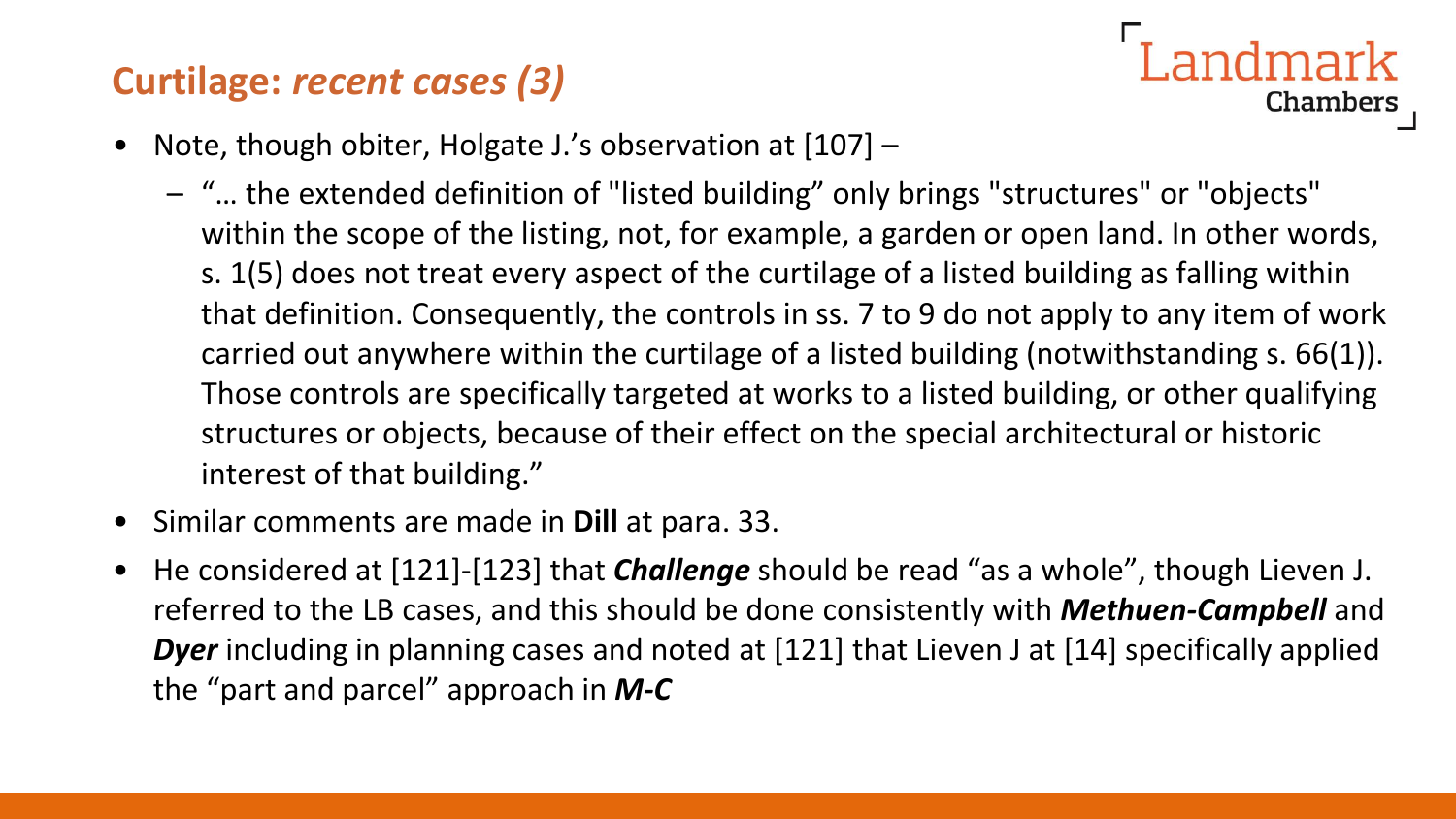## Curtilage: *recent cases (3)*

- Note, though obiter, Holgate J.'s observation at [107] –
  - "… the extended definition of "listed building" only brings "structures" or "objects" within the scope of the listing, not, for example, a garden or open land. In other words, s. 1(5) does not treat every aspect of the curtilage of a listed building as falling within that definition. Consequently, the controls in ss. 7 to 9 do not apply to any item of work carried out anywhere within the curtilage of a listed building (notwithstanding s. 66(1)). Those controls are specifically targeted at works to a listed building, or other qualifying structures or objects, because of their effect on the special architectural or historic interest of that building."
- Similar comments are made in **Dill** at para. 33.
- He considered at [121]-[123] that ***Challenge*** should be read "as a whole", though Lieven J. referred to the LB cases, and this should be done consistently with ***Methuen-Campbell*** and ***Dyer*** including in planning cases and noted at [121] that Lieven J at [14] specifically applied the "part and parcel" approach in ***M-C***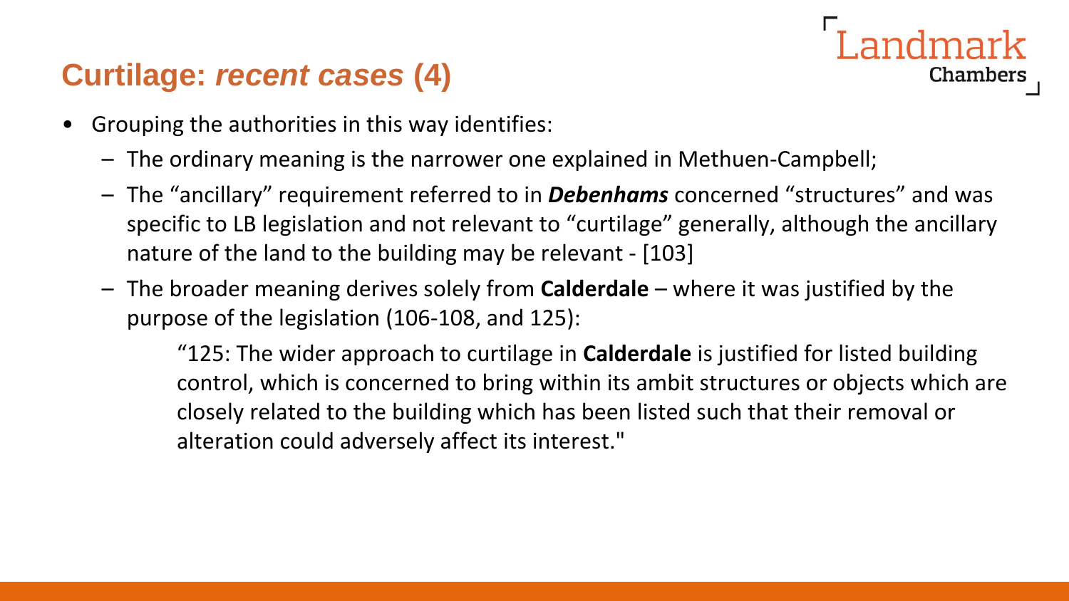## Curtilage: *recent cases* (4)

- Grouping the authorities in this way identifies:
  - The ordinary meaning is the narrower one explained in Methuen-Campbell;
  - The "ancillary" requirement referred to in ***Debenhams*** concerned "structures" and was specific to LB legislation and not relevant to "curtilage" generally, although the ancillary nature of the land to the building may be relevant - [103]
  - The broader meaning derives solely from **Calderdale** – where it was justified by the purpose of the legislation (106-108, and 125):

    > "125: The wider approach to curtilage in **Calderdale** is justified for listed building control, which is concerned to bring within its ambit structures or objects which are closely related to the building which has been listed such that their removal or alteration could adversely affect its interest."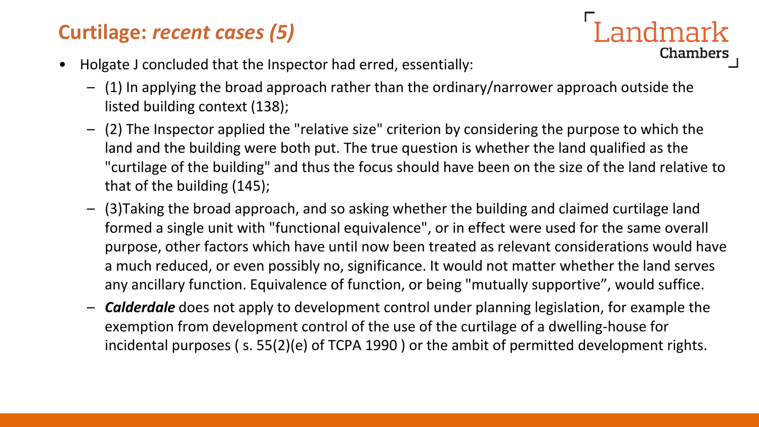# Curtilage: *recent cases (5)*

- Holgate J concluded that the Inspector had erred, essentially:
  - (1) In applying the broad approach rather than the ordinary/narrower approach outside the listed building context (138);
  - (2) The Inspector applied the "relative size" criterion by considering the purpose to which the land and the building were both put. The true question is whether the land qualified as the "curtilage of the building" and thus the focus should have been on the size of the land relative to that of the building (145);
  - (3)Taking the broad approach, and so asking whether the building and claimed curtilage land formed a single unit with "functional equivalence", or in effect were used for the same overall purpose, other factors which have until now been treated as relevant considerations would have a much reduced, or even possibly no, significance. It would not matter whether the land serves any ancillary function. Equivalence of function, or being "mutually supportive", would suffice.
  - ***Calderdale*** does not apply to development control under planning legislation, for example the exemption from development control of the use of the curtilage of a dwelling-house for incidental purposes ( s. 55(2)(e) of TCPA 1990 ) or the ambit of permitted development rights.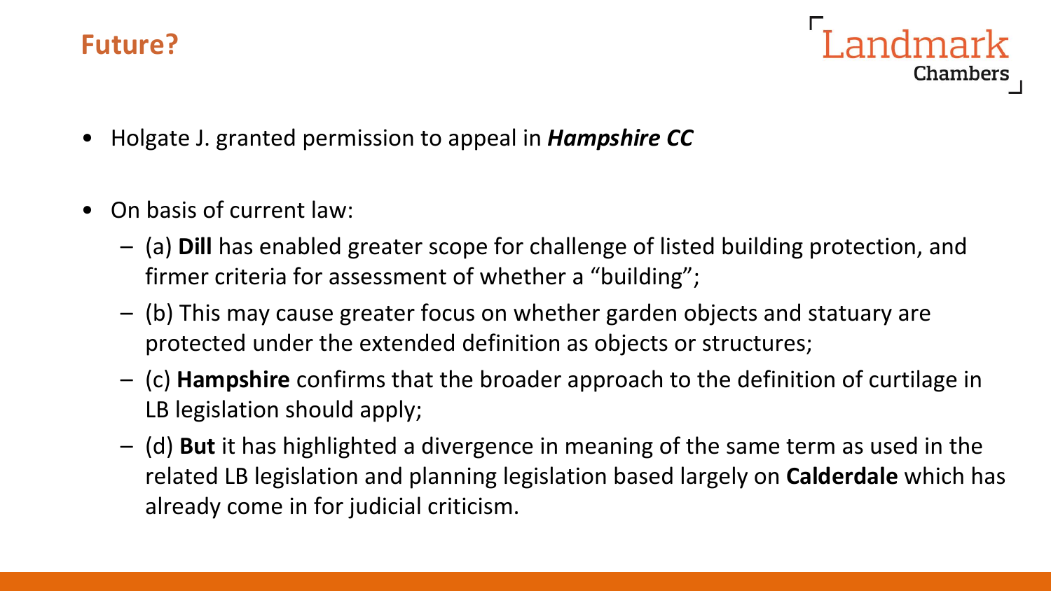# Future?

- Holgate J. granted permission to appeal in ***Hampshire CC***
- On basis of current law:
  - (a) **Dill** has enabled greater scope for challenge of listed building protection, and firmer criteria for assessment of whether a "building";
  - (b) This may cause greater focus on whether garden objects and statuary are protected under the extended definition as objects or structures;
  - (c) **Hampshire** confirms that the broader approach to the definition of curtilage in LB legislation should apply;
  - (d) **But** it has highlighted a divergence in meaning of the same term as used in the related LB legislation and planning legislation based largely on **Calderdale** which has already come in for judicial criticism.